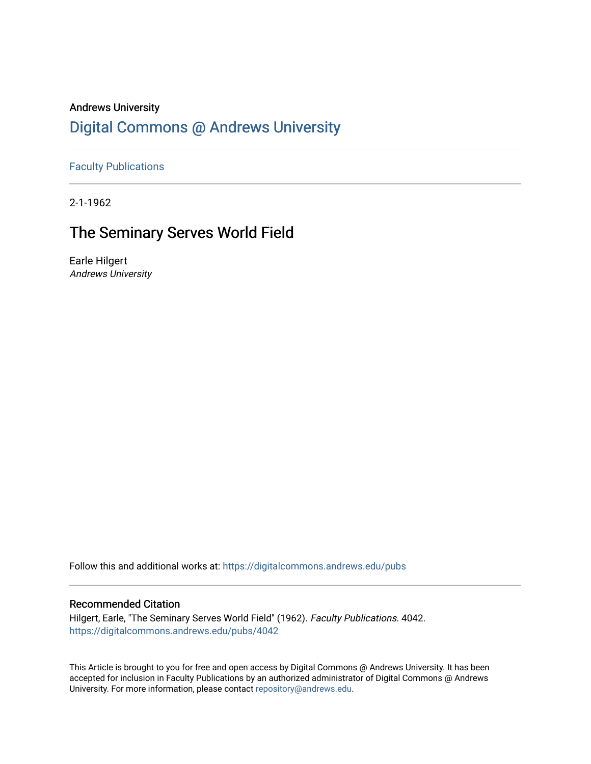Andrews University

# Digital Commons @ Andrews University

Faculty Publications

2-1-1962

## The Seminary Serves World Field

Earle Hilgert
*Andrews University*

Follow this and additional works at: https://digitalcommons.andrews.edu/pubs

### Recommended Citation

Hilgert, Earle, "The Seminary Serves World Field" (1962). *Faculty Publications*. 4042.
https://digitalcommons.andrews.edu/pubs/4042

This Article is brought to you for free and open access by Digital Commons @ Andrews University. It has been accepted for inclusion in Faculty Publications by an authorized administrator of Digital Commons @ Andrews University. For more information, please contact repository@andrews.edu.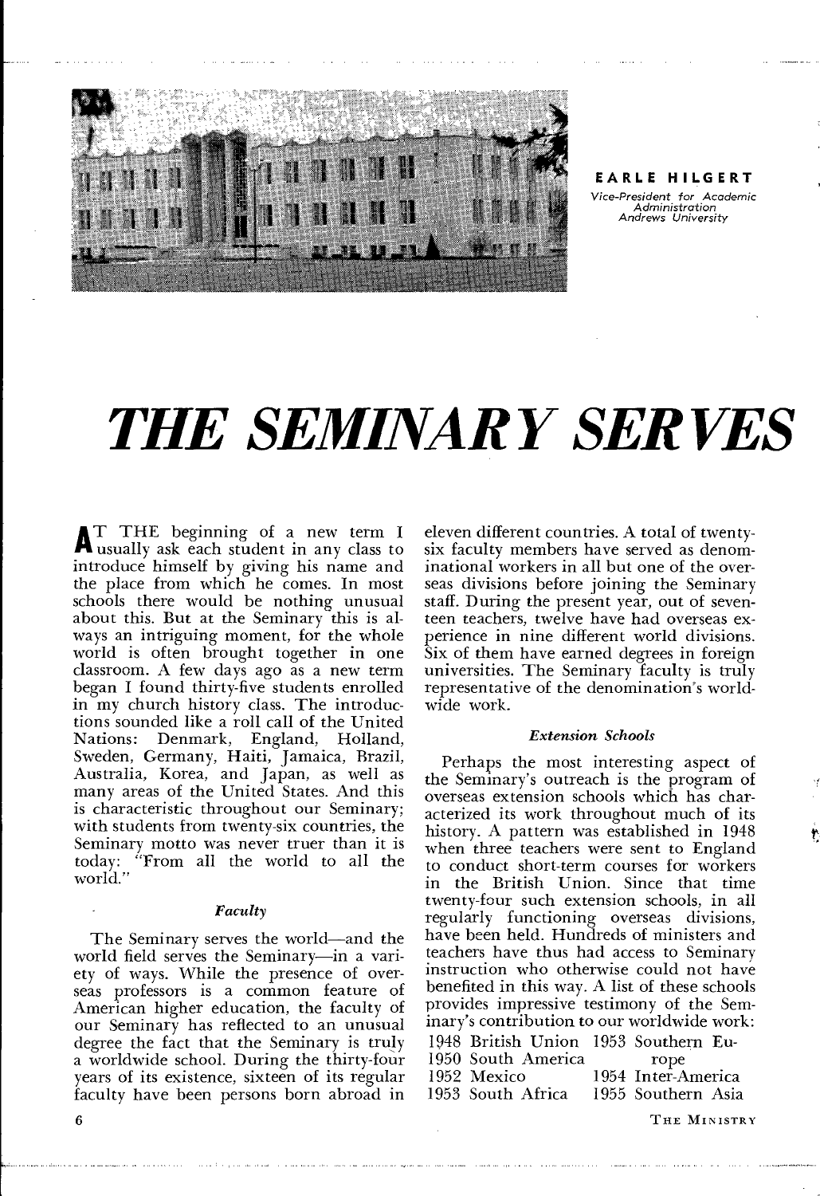**EARLE HILGERT**
*Vice-President for Academic Administration Andrews University*

# *THE SEMINARY SERVES*

AT THE beginning of a new term I usually ask each student in any class to introduce himself by giving his name and the place from which he comes. In most schools there would be nothing unusual about this. But at the Seminary this is always an intriguing moment, for the whole world is often brought together in one classroom. A few days ago as a new term began I found thirty-five students enrolled in my church history class. The introductions sounded like a roll call of the United Nations: Denmark, England, Holland, Sweden, Germany, Haiti, Jamaica, Brazil, Australia, Korea, and Japan, as well as many areas of the United States. And this is characteristic throughout our Seminary; with students from twenty-six countries, the Seminary motto was never truer than it is today: "From all the world to all the world."

### *Faculty*

The Seminary serves the world—and the world field serves the Seminary—in a variety of ways. While the presence of overseas professors is a common feature of American higher education, the faculty of our Seminary has reflected to an unusual degree the fact that the Seminary is truly a worldwide school. During the thirty-four years of its existence, sixteen of its regular faculty have been persons born abroad in eleven different countries. A total of twenty-six faculty members have served as denominational workers in all but one of the overseas divisions before joining the Seminary staff. During the present year, out of seventeen teachers, twelve have had overseas experience in nine different world divisions. Six of them have earned degrees in foreign universities. The Seminary faculty is truly representative of the denomination's worldwide work.

### *Extension Schools*

Perhaps the most interesting aspect of the Seminary's outreach is the program of overseas extension schools which has characterized its work throughout much of its history. A pattern was established in 1948 when three teachers were sent to England to conduct short-term courses for workers in the British Union. Since that time twenty-four such extension schools, in all regularly functioning overseas divisions, have been held. Hundreds of ministers and teachers have thus had access to Seminary instruction who otherwise could not have benefited in this way. A list of these schools provides impressive testimony of the Seminary's contribution to our worldwide work:

1948 British Union
1950 South America
1952 Mexico
1953 South Africa
1953 Southern Europe
1954 Inter-America
1955 Southern Asia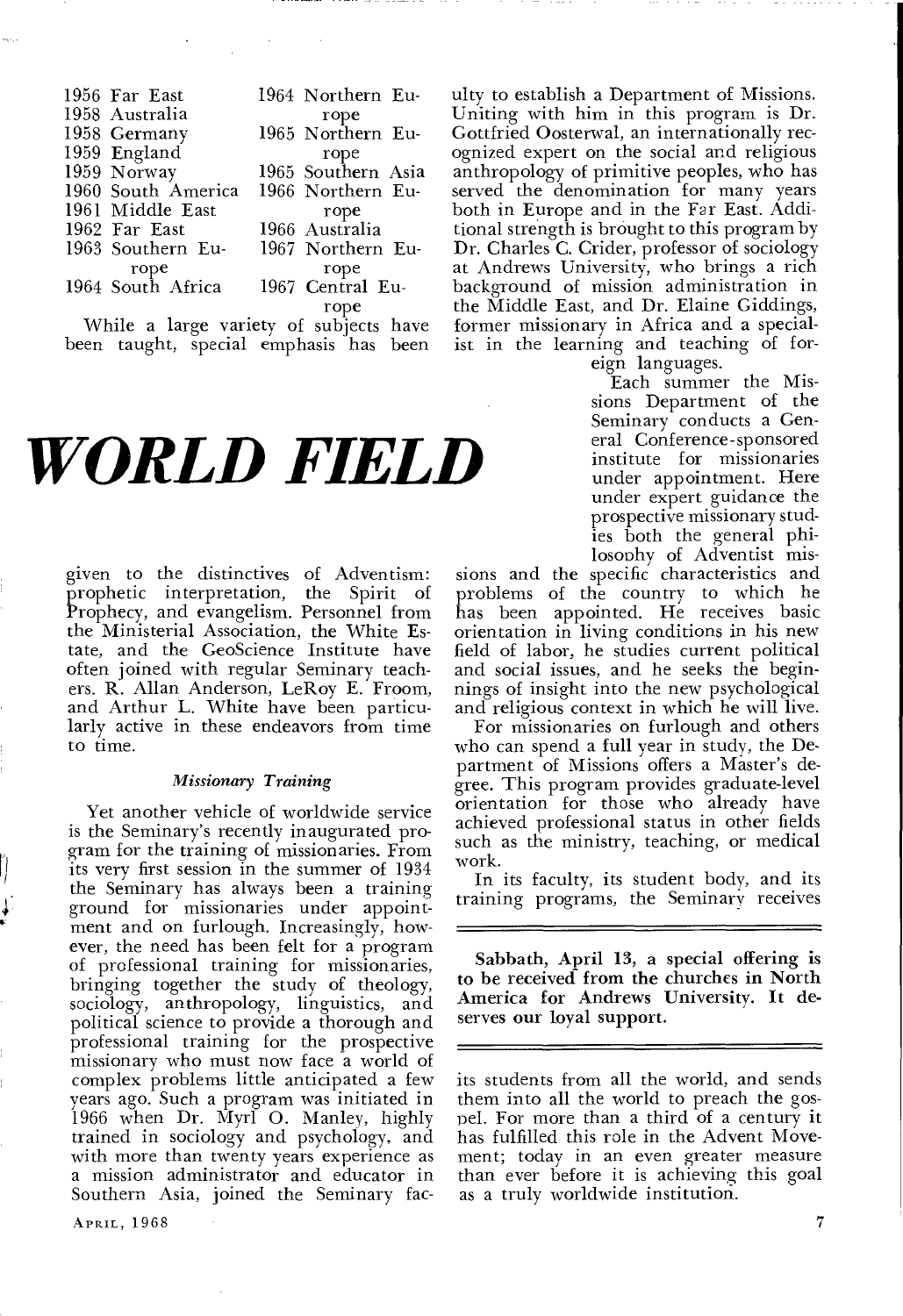| | |
|---|---|
| 1956 Far East | 1964 Northern Europe |
| 1958 Australia | 1965 Northern Europe |
| 1958 Germany | 1965 Southern Asia |
| 1959 England | 1966 Northern Europe |
| 1959 Norway | 1966 Australia |
| 1960 South America | 1967 Northern Europe |
| 1961 Middle East | 1967 Central Europe |
| 1962 Far East | |
| 1963 Southern Europe | |
| 1964 South Africa | |

While a large variety of subjects have been taught, special emphasis has been given to the distinctives of Adventism: prophetic interpretation, the Spirit of Prophecy, and evangelism. Personnel from the Ministerial Association, the White Estate, and the GeoScience Institute have often joined with regular Seminary teachers. R. Allan Anderson, LeRoy E. Froom, and Arthur L. White have been particularly active in these endeavors from time to time.

# WORLD FIELD

### *Missionary Training*

Yet another vehicle of worldwide service is the Seminary's recently inaugurated program for the training of missionaries. From its very first session in the summer of 1934 the Seminary has always been a training ground for missionaries under appointment and on furlough. Increasingly, however, the need has been felt for a program of professional training for missionaries, bringing together the study of theology, sociology, anthropology, linguistics, and political science to provide a thorough and professional training for the prospective missionary who must now face a world of complex problems little anticipated a few years ago. Such a program was initiated in 1966 when Dr. Myrl O. Manley, highly trained in sociology and psychology, and with more than twenty years experience as a mission administrator and educator in Southern Asia, joined the Seminary faculty to establish a Department of Missions. Uniting with him in this program is Dr. Gottfried Oosterwal, an internationally recognized expert on the social and religious anthropology of primitive peoples, who has served the denomination for many years both in Europe and in the Far East. Additional strength is brought to this program by Dr. Charles C. Crider, professor of sociology at Andrews University, who brings a rich background of mission administration in the Middle East, and Dr. Elaine Giddings, former missionary in Africa and a specialist in the learning and teaching of foreign languages.

Each summer the Missions Department of the Seminary conducts a General Conference-sponsored institute for missionaries under appointment. Here under expert guidance the prospective missionary studies both the general philosophy of Adventist missions and the specific characteristics and problems of the country to which he has been appointed. He receives basic orientation in living conditions in his new field of labor, he studies current political and social issues, and he seeks the beginnings of insight into the new psychological and religious context in which he will live.

For missionaries on furlough and others who can spend a full year in study, the Department of Missions offers a Master's degree. This program provides graduate-level orientation for those who already have achieved professional status in other fields such as the ministry, teaching, or medical work.

In its faculty, its student body, and its training programs, the Seminary receives its students from all the world, and sends them into all the world to preach the gospel. For more than a third of a century it has fulfilled this role in the Advent Movement; today in an even greater measure than ever before it is achieving this goal as a truly worldwide institution.

---

**Sabbath, April 13, a special offering is to be received from the churches in North America for Andrews University. It deserves our loyal support.**

---